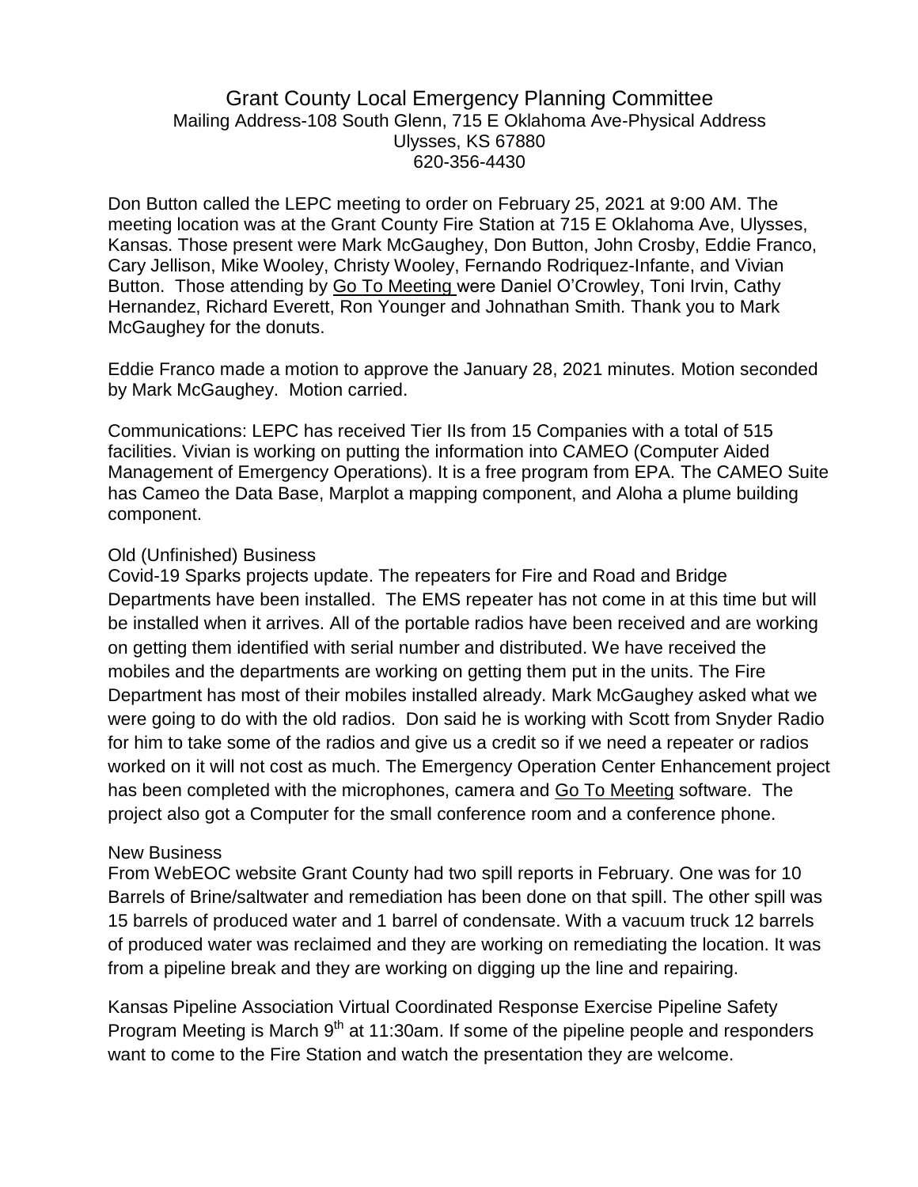# Grant County Local Emergency Planning Committee

Mailing Address-108 South Glenn, 715 E Oklahoma Ave-Physical Address
Ulysses, KS 67880
620-356-4430

Don Button called the LEPC meeting to order on February 25, 2021 at 9:00 AM. The meeting location was at the Grant County Fire Station at 715 E Oklahoma Ave, Ulysses, Kansas. Those present were Mark McGaughey, Don Button, John Crosby, Eddie Franco, Cary Jellison, Mike Wooley, Christy Wooley, Fernando Rodriquez-Infante, and Vivian Button. Those attending by Go To Meeting were Daniel O'Crowley, Toni Irvin, Cathy Hernandez, Richard Everett, Ron Younger and Johnathan Smith. Thank you to Mark McGaughey for the donuts.

Eddie Franco made a motion to approve the January 28, 2021 minutes. Motion seconded by Mark McGaughey. Motion carried.

Communications: LEPC has received Tier IIs from 15 Companies with a total of 515 facilities. Vivian is working on putting the information into CAMEO (Computer Aided Management of Emergency Operations). It is a free program from EPA. The CAMEO Suite has Cameo the Data Base, Marplot a mapping component, and Aloha a plume building component.

## Old (Unfinished) Business

Covid-19 Sparks projects update. The repeaters for Fire and Road and Bridge Departments have been installed. The EMS repeater has not come in at this time but will be installed when it arrives. All of the portable radios have been received and are working on getting them identified with serial number and distributed. We have received the mobiles and the departments are working on getting them put in the units. The Fire Department has most of their mobiles installed already. Mark McGaughey asked what we were going to do with the old radios. Don said he is working with Scott from Snyder Radio for him to take some of the radios and give us a credit so if we need a repeater or radios worked on it will not cost as much. The Emergency Operation Center Enhancement project has been completed with the microphones, camera and Go To Meeting software. The project also got a Computer for the small conference room and a conference phone.

## New Business

From WebEOC website Grant County had two spill reports in February. One was for 10 Barrels of Brine/saltwater and remediation has been done on that spill. The other spill was 15 barrels of produced water and 1 barrel of condensate. With a vacuum truck 12 barrels of produced water was reclaimed and they are working on remediating the location. It was from a pipeline break and they are working on digging up the line and repairing.

Kansas Pipeline Association Virtual Coordinated Response Exercise Pipeline Safety Program Meeting is March 9th at 11:30am. If some of the pipeline people and responders want to come to the Fire Station and watch the presentation they are welcome.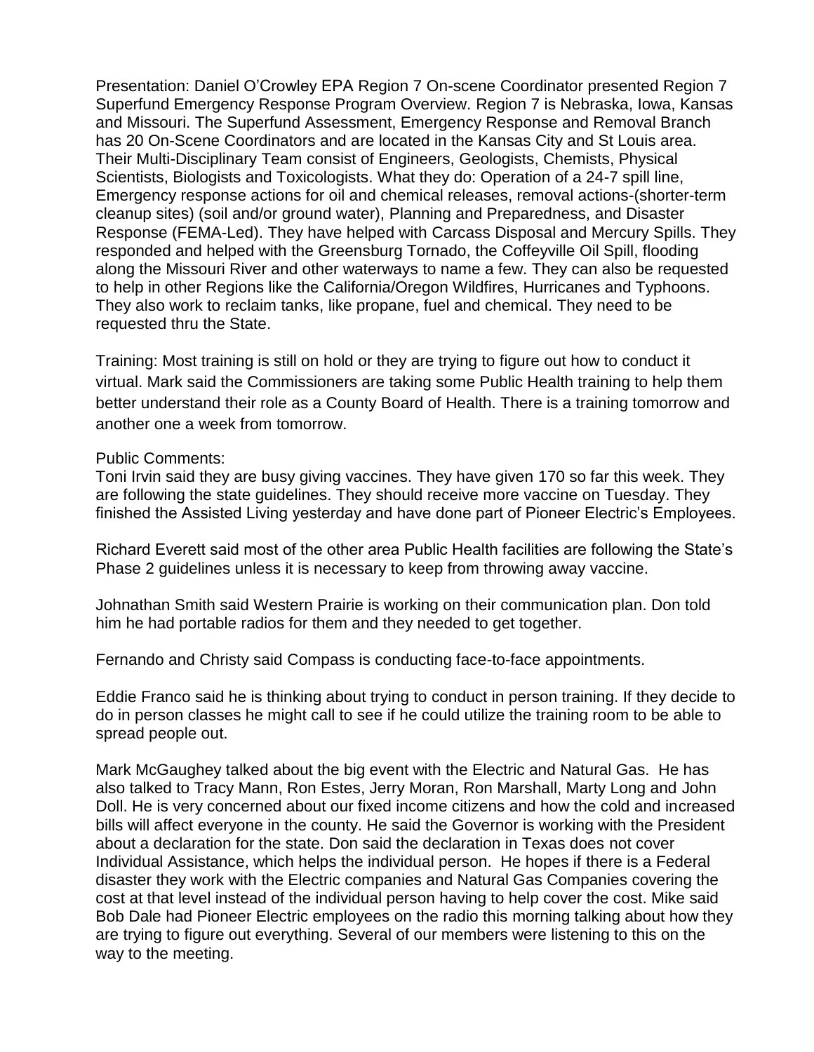Presentation: Daniel O'Crowley EPA Region 7 On-scene Coordinator presented Region 7 Superfund Emergency Response Program Overview. Region 7 is Nebraska, Iowa, Kansas and Missouri. The Superfund Assessment, Emergency Response and Removal Branch has 20 On-Scene Coordinators and are located in the Kansas City and St Louis area. Their Multi-Disciplinary Team consist of Engineers, Geologists, Chemists, Physical Scientists, Biologists and Toxicologists. What they do: Operation of a 24-7 spill line, Emergency response actions for oil and chemical releases, removal actions-(shorter-term cleanup sites) (soil and/or ground water), Planning and Preparedness, and Disaster Response (FEMA-Led). They have helped with Carcass Disposal and Mercury Spills. They responded and helped with the Greensburg Tornado, the Coffeyville Oil Spill, flooding along the Missouri River and other waterways to name a few. They can also be requested to help in other Regions like the California/Oregon Wildfires, Hurricanes and Typhoons. They also work to reclaim tanks, like propane, fuel and chemical. They need to be requested thru the State.

Training: Most training is still on hold or they are trying to figure out how to conduct it virtual. Mark said the Commissioners are taking some Public Health training to help them better understand their role as a County Board of Health. There is a training tomorrow and another one a week from tomorrow.

Public Comments:
Toni Irvin said they are busy giving vaccines. They have given 170 so far this week. They are following the state guidelines. They should receive more vaccine on Tuesday. They finished the Assisted Living yesterday and have done part of Pioneer Electric's Employees.

Richard Everett said most of the other area Public Health facilities are following the State's Phase 2 guidelines unless it is necessary to keep from throwing away vaccine.

Johnathan Smith said Western Prairie is working on their communication plan. Don told him he had portable radios for them and they needed to get together.

Fernando and Christy said Compass is conducting face-to-face appointments.

Eddie Franco said he is thinking about trying to conduct in person training. If they decide to do in person classes he might call to see if he could utilize the training room to be able to spread people out.

Mark McGaughey talked about the big event with the Electric and Natural Gas. He has also talked to Tracy Mann, Ron Estes, Jerry Moran, Ron Marshall, Marty Long and John Doll. He is very concerned about our fixed income citizens and how the cold and increased bills will affect everyone in the county. He said the Governor is working with the President about a declaration for the state. Don said the declaration in Texas does not cover Individual Assistance, which helps the individual person. He hopes if there is a Federal disaster they work with the Electric companies and Natural Gas Companies covering the cost at that level instead of the individual person having to help cover the cost. Mike said Bob Dale had Pioneer Electric employees on the radio this morning talking about how they are trying to figure out everything. Several of our members were listening to this on the way to the meeting.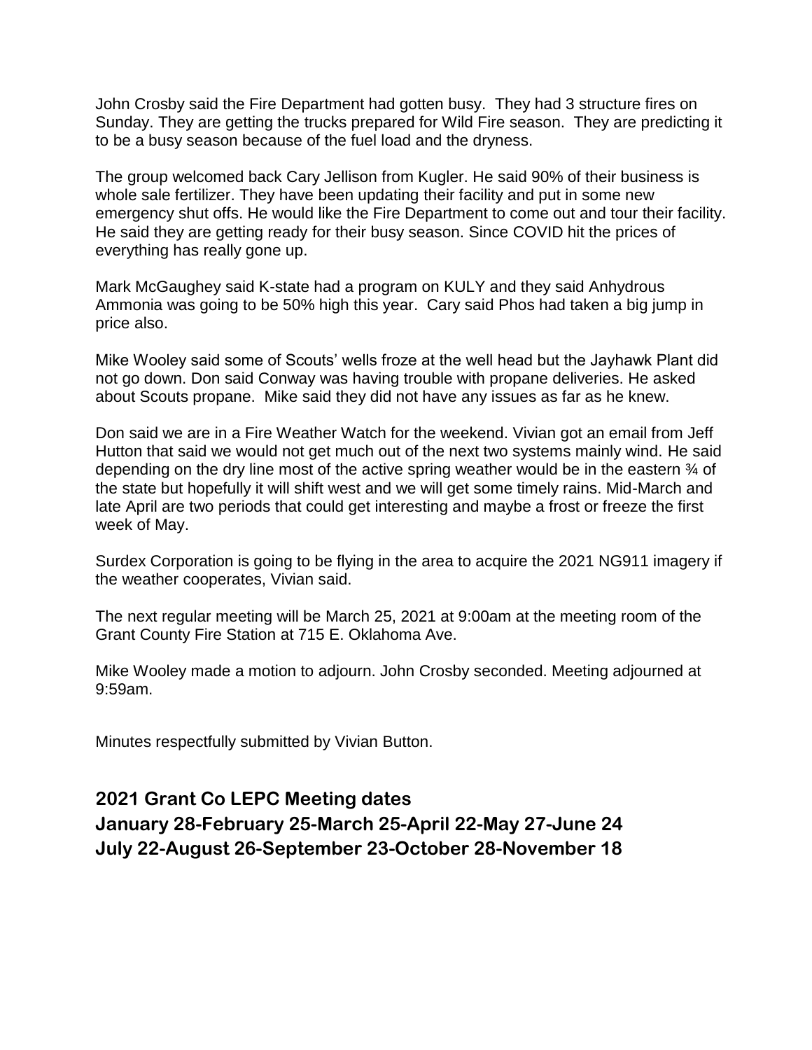John Crosby said the Fire Department had gotten busy. They had 3 structure fires on Sunday. They are getting the trucks prepared for Wild Fire season. They are predicting it to be a busy season because of the fuel load and the dryness.

The group welcomed back Cary Jellison from Kugler. He said 90% of their business is whole sale fertilizer. They have been updating their facility and put in some new emergency shut offs. He would like the Fire Department to come out and tour their facility. He said they are getting ready for their busy season. Since COVID hit the prices of everything has really gone up.

Mark McGaughey said K-state had a program on KULY and they said Anhydrous Ammonia was going to be 50% high this year. Cary said Phos had taken a big jump in price also.

Mike Wooley said some of Scouts' wells froze at the well head but the Jayhawk Plant did not go down. Don said Conway was having trouble with propane deliveries. He asked about Scouts propane. Mike said they did not have any issues as far as he knew.

Don said we are in a Fire Weather Watch for the weekend. Vivian got an email from Jeff Hutton that said we would not get much out of the next two systems mainly wind. He said depending on the dry line most of the active spring weather would be in the eastern ¾ of the state but hopefully it will shift west and we will get some timely rains. Mid-March and late April are two periods that could get interesting and maybe a frost or freeze the first week of May.

Surdex Corporation is going to be flying in the area to acquire the 2021 NG911 imagery if the weather cooperates, Vivian said.

The next regular meeting will be March 25, 2021 at 9:00am at the meeting room of the Grant County Fire Station at 715 E. Oklahoma Ave.

Mike Wooley made a motion to adjourn. John Crosby seconded. Meeting adjourned at 9:59am.

Minutes respectfully submitted by Vivian Button.

## 2021 Grant Co LEPC Meeting dates
## January 28-February 25-March 25-April 22-May 27-June 24
## July 22-August 26-September 23-October 28-November 18